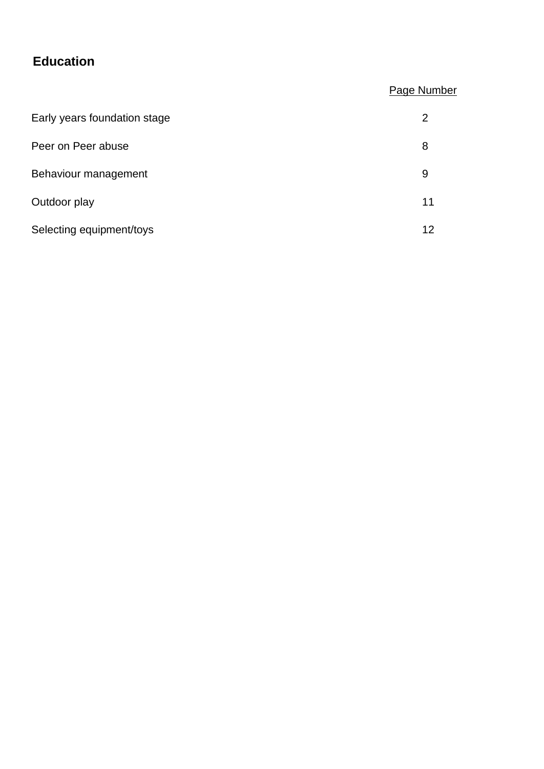# Education

| | Page Number |
|---|---|
| Early years foundation stage | 2 |
| Peer on Peer abuse | 8 |
| Behaviour management | 9 |
| Outdoor play | 11 |
| Selecting equipment/toys | 12 |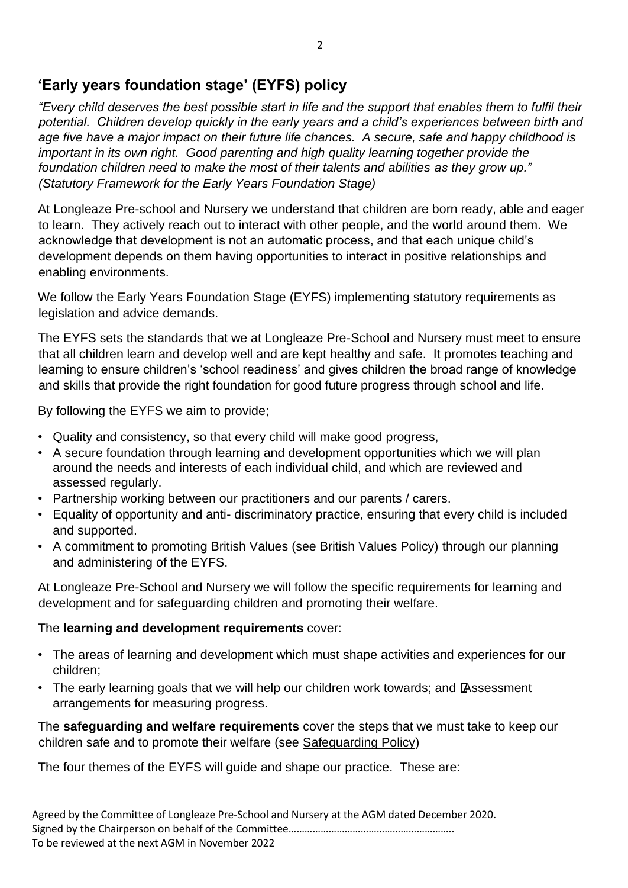## 'Early years foundation stage' (EYFS) policy

*"Every child deserves the best possible start in life and the support that enables them to fulfil their potential. Children develop quickly in the early years and a child's experiences between birth and age five have a major impact on their future life chances. A secure, safe and happy childhood is important in its own right. Good parenting and high quality learning together provide the foundation children need to make the most of their talents and abilities as they grow up." (Statutory Framework for the Early Years Foundation Stage)*

At Longleaze Pre-school and Nursery we understand that children are born ready, able and eager to learn. They actively reach out to interact with other people, and the world around them. We acknowledge that development is not an automatic process, and that each unique child's development depends on them having opportunities to interact in positive relationships and enabling environments.

We follow the Early Years Foundation Stage (EYFS) implementing statutory requirements as legislation and advice demands.

The EYFS sets the standards that we at Longleaze Pre-School and Nursery must meet to ensure that all children learn and develop well and are kept healthy and safe. It promotes teaching and learning to ensure children's 'school readiness' and gives children the broad range of knowledge and skills that provide the right foundation for good future progress through school and life.

By following the EYFS we aim to provide;

- Quality and consistency, so that every child will make good progress,
- A secure foundation through learning and development opportunities which we will plan around the needs and interests of each individual child, and which are reviewed and assessed regularly.
- Partnership working between our practitioners and our parents / carers.
- Equality of opportunity and anti- discriminatory practice, ensuring that every child is included and supported.
- A commitment to promoting British Values (see British Values Policy) through our planning and administering of the EYFS.

At Longleaze Pre-School and Nursery we will follow the specific requirements for learning and development and for safeguarding children and promoting their welfare.

The **learning and development requirements** cover:

- The areas of learning and development which must shape activities and experiences for our children;
- The early learning goals that we will help our children work towards; and Assessment arrangements for measuring progress.

The **safeguarding and welfare requirements** cover the steps that we must take to keep our children safe and to promote their welfare (see Safeguarding Policy)

The four themes of the EYFS will guide and shape our practice. These are:

Agreed by the Committee of Longleaze Pre-School and Nursery at the AGM dated December 2020.
Signed by the Chairperson on behalf of the Committee……………………………………………………..
To be reviewed at the next AGM in November 2022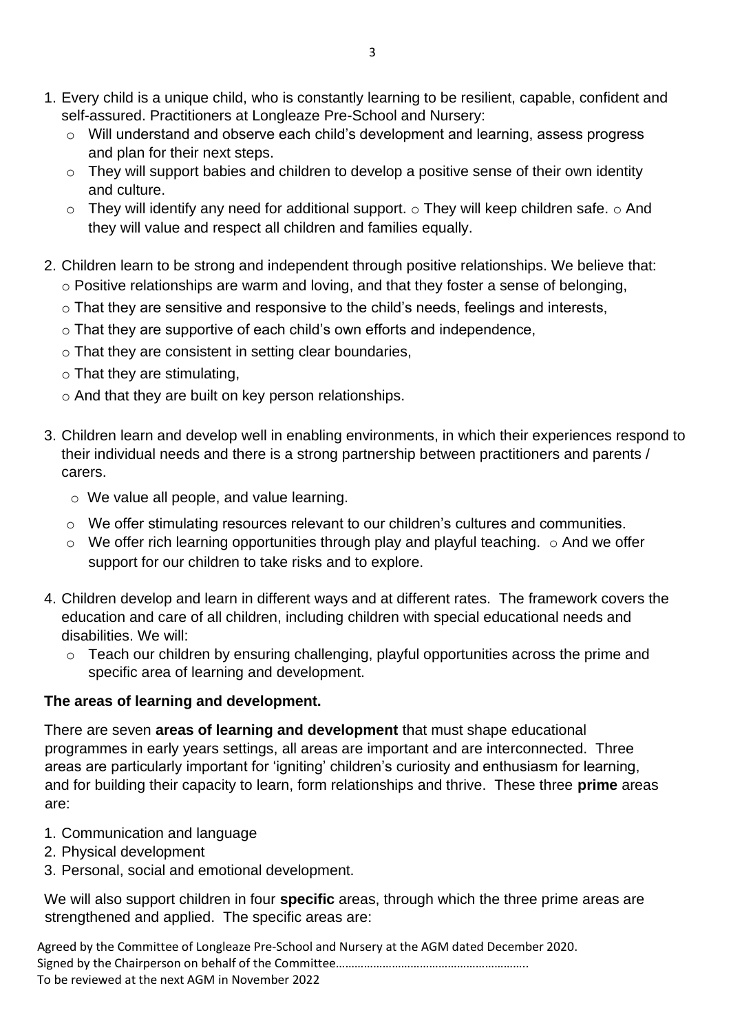1. Every child is a unique child, who is constantly learning to be resilient, capable, confident and self-assured. Practitioners at Longleaze Pre-School and Nursery:
   - Will understand and observe each child's development and learning, assess progress and plan for their next steps.
   - They will support babies and children to develop a positive sense of their own identity and culture.
   - They will identify any need for additional support.
   - They will keep children safe.
   - And they will value and respect all children and families equally.

2. Children learn to be strong and independent through positive relationships. We believe that:
   - Positive relationships are warm and loving, and that they foster a sense of belonging,
   - That they are sensitive and responsive to the child's needs, feelings and interests,
   - That they are supportive of each child's own efforts and independence,
   - That they are consistent in setting clear boundaries,
   - That they are stimulating,
   - And that they are built on key person relationships.

3. Children learn and develop well in enabling environments, in which their experiences respond to their individual needs and there is a strong partnership between practitioners and parents / carers.
   - We value all people, and value learning.
   - We offer stimulating resources relevant to our children's cultures and communities.
   - We offer rich learning opportunities through play and playful teaching.
   - And we offer support for our children to take risks and to explore.

4. Children develop and learn in different ways and at different rates. The framework covers the education and care of all children, including children with special educational needs and disabilities. We will:
   - Teach our children by ensuring challenging, playful opportunities across the prime and specific area of learning and development.

**The areas of learning and development.**

There are seven **areas of learning and development** that must shape educational programmes in early years settings, all areas are important and are interconnected. Three areas are particularly important for 'igniting' children's curiosity and enthusiasm for learning, and for building their capacity to learn, form relationships and thrive. These three **prime** areas are:

1. Communication and language
2. Physical development
3. Personal, social and emotional development.

We will also support children in four **specific** areas, through which the three prime areas are strengthened and applied. The specific areas are:

Agreed by the Committee of Longleaze Pre-School and Nursery at the AGM dated December 2020.
Signed by the Chairperson on behalf of the Committee……………………………………………………
To be reviewed at the next AGM in November 2022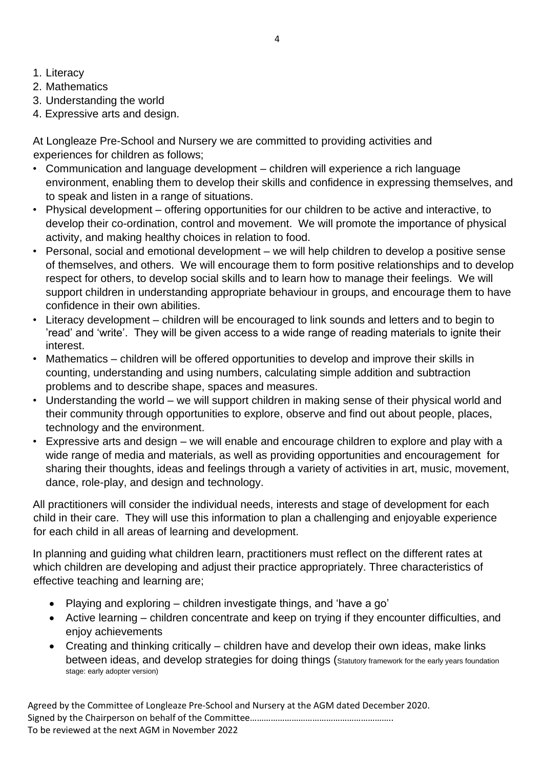1. Literacy
2. Mathematics
3. Understanding the world
4. Expressive arts and design.

At Longleaze Pre-School and Nursery we are committed to providing activities and experiences for children as follows;

- Communication and language development – children will experience a rich language environment, enabling them to develop their skills and confidence in expressing themselves, and to speak and listen in a range of situations.
- Physical development – offering opportunities for our children to be active and interactive, to develop their co-ordination, control and movement. We will promote the importance of physical activity, and making healthy choices in relation to food.
- Personal, social and emotional development – we will help children to develop a positive sense of themselves, and others. We will encourage them to form positive relationships and to develop respect for others, to develop social skills and to learn how to manage their feelings. We will support children in understanding appropriate behaviour in groups, and encourage them to have confidence in their own abilities.
- Literacy development – children will be encouraged to link sounds and letters and to begin to 'read' and 'write'. They will be given access to a wide range of reading materials to ignite their interest.
- Mathematics – children will be offered opportunities to develop and improve their skills in counting, understanding and using numbers, calculating simple addition and subtraction problems and to describe shape, spaces and measures.
- Understanding the world – we will support children in making sense of their physical world and their community through opportunities to explore, observe and find out about people, places, technology and the environment.
- Expressive arts and design – we will enable and encourage children to explore and play with a wide range of media and materials, as well as providing opportunities and encouragement for sharing their thoughts, ideas and feelings through a variety of activities in art, music, movement, dance, role-play, and design and technology.

All practitioners will consider the individual needs, interests and stage of development for each child in their care. They will use this information to plan a challenging and enjoyable experience for each child in all areas of learning and development.

In planning and guiding what children learn, practitioners must reflect on the different rates at which children are developing and adjust their practice appropriately. Three characteristics of effective teaching and learning are;

- Playing and exploring – children investigate things, and 'have a go'
- Active learning – children concentrate and keep on trying if they encounter difficulties, and enjoy achievements
- Creating and thinking critically – children have and develop their own ideas, make links between ideas, and develop strategies for doing things (Statutory framework for the early years foundation stage: early adopter version)

Agreed by the Committee of Longleaze Pre-School and Nursery at the AGM dated December 2020.
Signed by the Chairperson on behalf of the Committee……………………………………………………..
To be reviewed at the next AGM in November 2022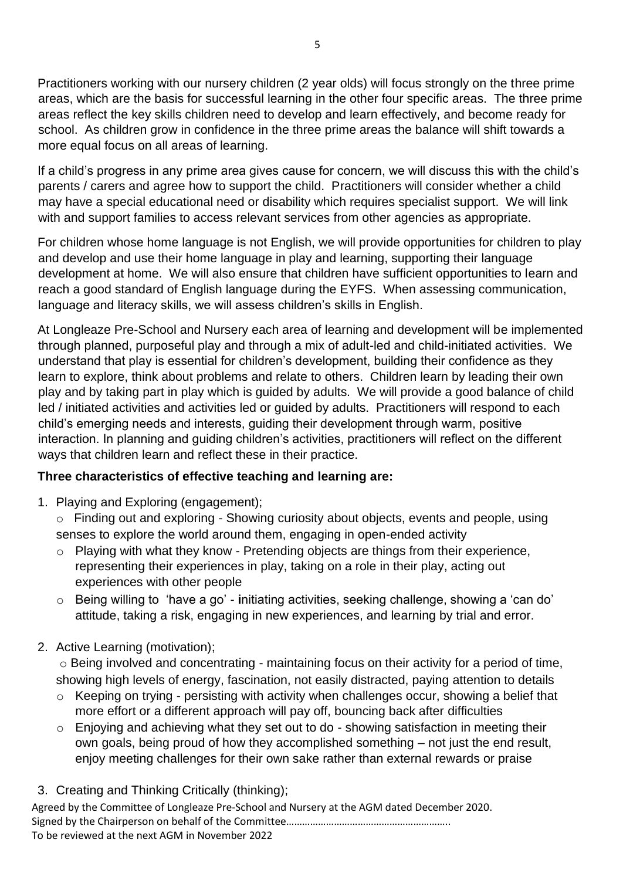Practitioners working with our nursery children (2 year olds) will focus strongly on the three prime areas, which are the basis for successful learning in the other four specific areas. The three prime areas reflect the key skills children need to develop and learn effectively, and become ready for school. As children grow in confidence in the three prime areas the balance will shift towards a more equal focus on all areas of learning.

If a child's progress in any prime area gives cause for concern, we will discuss this with the child's parents / carers and agree how to support the child. Practitioners will consider whether a child may have a special educational need or disability which requires specialist support. We will link with and support families to access relevant services from other agencies as appropriate.

For children whose home language is not English, we will provide opportunities for children to play and develop and use their home language in play and learning, supporting their language development at home. We will also ensure that children have sufficient opportunities to learn and reach a good standard of English language during the EYFS. When assessing communication, language and literacy skills, we will assess children's skills in English.

At Longleaze Pre-School and Nursery each area of learning and development will be implemented through planned, purposeful play and through a mix of adult-led and child-initiated activities. We understand that play is essential for children's development, building their confidence as they learn to explore, think about problems and relate to others. Children learn by leading their own play and by taking part in play which is guided by adults. We will provide a good balance of child led / initiated activities and activities led or guided by adults. Practitioners will respond to each child's emerging needs and interests, guiding their development through warm, positive interaction. In planning and guiding children's activities, practitioners will reflect on the different ways that children learn and reflect these in their practice.

**Three characteristics of effective teaching and learning are:**

1. Playing and Exploring (engagement);
   - Finding out and exploring - Showing curiosity about objects, events and people, using senses to explore the world around them, engaging in open-ended activity
   - Playing with what they know - Pretending objects are things from their experience, representing their experiences in play, taking on a role in their play, acting out experiences with other people
   - Being willing to 'have a go' - **i**nitiating activities, seeking challenge, showing a 'can do' attitude, taking a risk, engaging in new experiences, and learning by trial and error.

2. Active Learning (motivation);
   - Being involved and concentrating - maintaining focus on their activity for a period of time, showing high levels of energy, fascination, not easily distracted, paying attention to details
   - Keeping on trying - persisting with activity when challenges occur, showing a belief that more effort or a different approach will pay off, bouncing back after difficulties
   - Enjoying and achieving what they set out to do - showing satisfaction in meeting their own goals, being proud of how they accomplished something – not just the end result, enjoy meeting challenges for their own sake rather than external rewards or praise

3. Creating and Thinking Critically (thinking);

Agreed by the Committee of Longleaze Pre-School and Nursery at the AGM dated December 2020.
Signed by the Chairperson on behalf of the Committee……………………………………………………..
To be reviewed at the next AGM in November 2022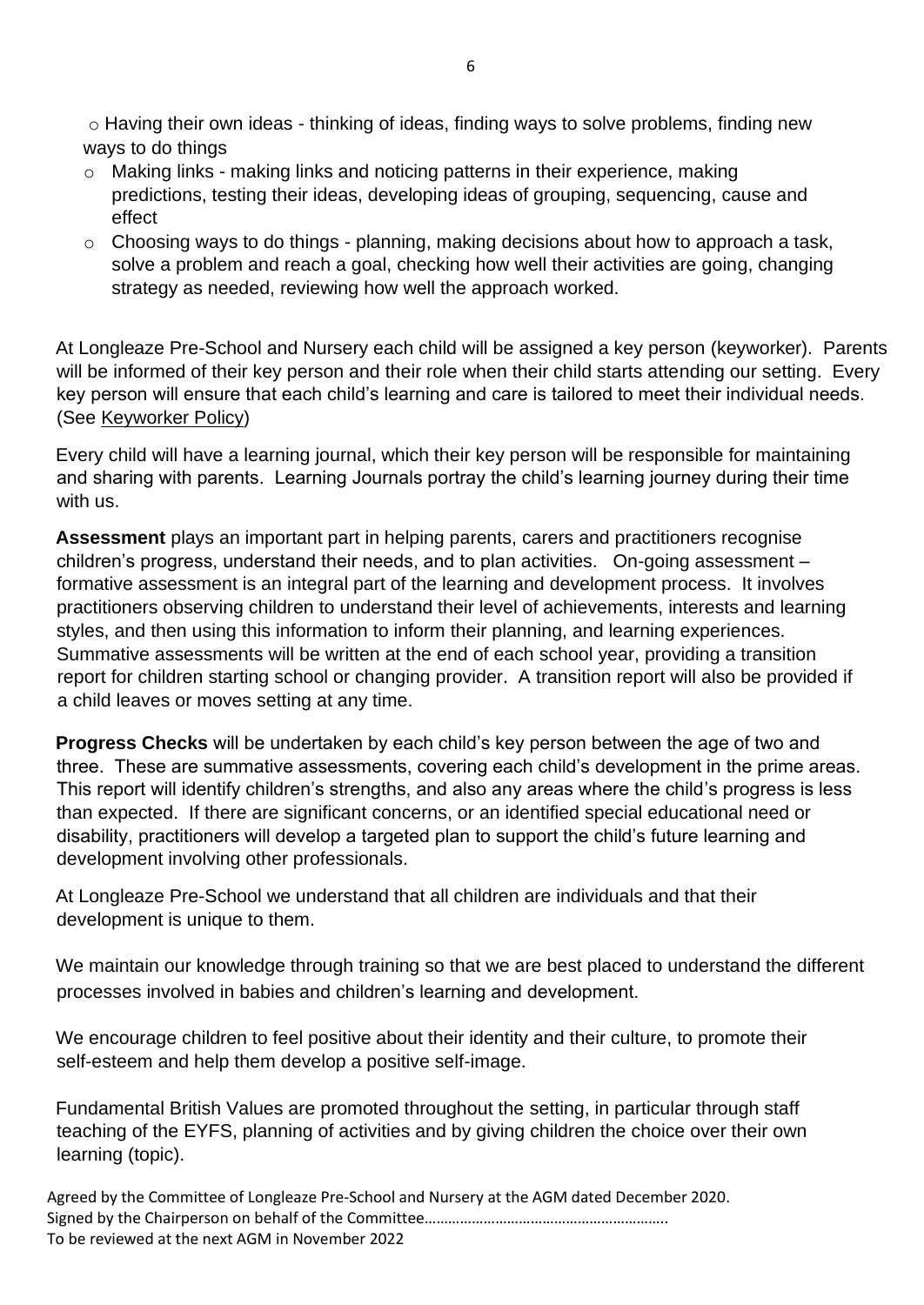- Having their own ideas - thinking of ideas, finding ways to solve problems, finding new ways to do things
- Making links - making links and noticing patterns in their experience, making predictions, testing their ideas, developing ideas of grouping, sequencing, cause and effect
- Choosing ways to do things - planning, making decisions about how to approach a task, solve a problem and reach a goal, checking how well their activities are going, changing strategy as needed, reviewing how well the approach worked.

At Longleaze Pre-School and Nursery each child will be assigned a key person (keyworker). Parents will be informed of their key person and their role when their child starts attending our setting. Every key person will ensure that each child's learning and care is tailored to meet their individual needs. (See Keyworker Policy)

Every child will have a learning journal, which their key person will be responsible for maintaining and sharing with parents. Learning Journals portray the child's learning journey during their time with us.

**Assessment** plays an important part in helping parents, carers and practitioners recognise children's progress, understand their needs, and to plan activities. On-going assessment – formative assessment is an integral part of the learning and development process. It involves practitioners observing children to understand their level of achievements, interests and learning styles, and then using this information to inform their planning, and learning experiences. Summative assessments will be written at the end of each school year, providing a transition report for children starting school or changing provider. A transition report will also be provided if a child leaves or moves setting at any time.

**Progress Checks** will be undertaken by each child's key person between the age of two and three. These are summative assessments, covering each child's development in the prime areas. This report will identify children's strengths, and also any areas where the child's progress is less than expected. If there are significant concerns, or an identified special educational need or disability, practitioners will develop a targeted plan to support the child's future learning and development involving other professionals.

At Longleaze Pre-School we understand that all children are individuals and that their development is unique to them.

We maintain our knowledge through training so that we are best placed to understand the different processes involved in babies and children's learning and development.

We encourage children to feel positive about their identity and their culture, to promote their self-esteem and help them develop a positive self-image.

Fundamental British Values are promoted throughout the setting, in particular through staff teaching of the EYFS, planning of activities and by giving children the choice over their own learning (topic).

Agreed by the Committee of Longleaze Pre-School and Nursery at the AGM dated December 2020.
Signed by the Chairperson on behalf of the Committee……………………………………………………..
To be reviewed at the next AGM in November 2022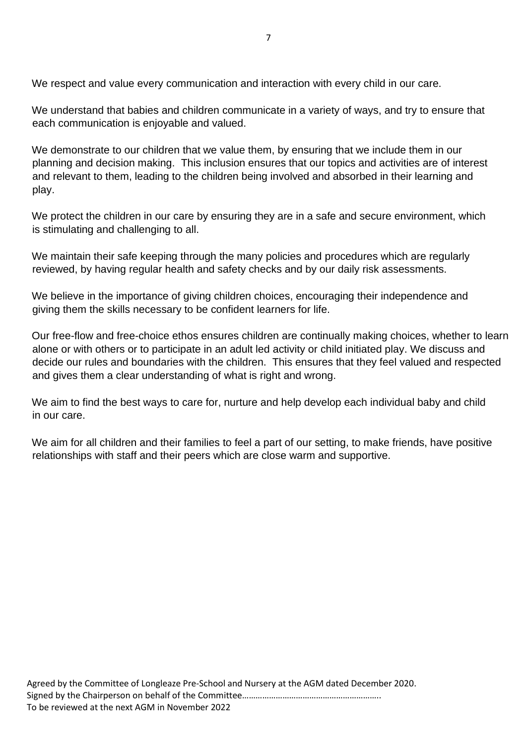We respect and value every communication and interaction with every child in our care.

We understand that babies and children communicate in a variety of ways, and try to ensure that each communication is enjoyable and valued.

We demonstrate to our children that we value them, by ensuring that we include them in our planning and decision making. This inclusion ensures that our topics and activities are of interest and relevant to them, leading to the children being involved and absorbed in their learning and play.

We protect the children in our care by ensuring they are in a safe and secure environment, which is stimulating and challenging to all.

We maintain their safe keeping through the many policies and procedures which are regularly reviewed, by having regular health and safety checks and by our daily risk assessments.

We believe in the importance of giving children choices, encouraging their independence and giving them the skills necessary to be confident learners for life.

Our free-flow and free-choice ethos ensures children are continually making choices, whether to learn alone or with others or to participate in an adult led activity or child initiated play. We discuss and decide our rules and boundaries with the children. This ensures that they feel valued and respected and gives them a clear understanding of what is right and wrong.

We aim to find the best ways to care for, nurture and help develop each individual baby and child in our care.

We aim for all children and their families to feel a part of our setting, to make friends, have positive relationships with staff and their peers which are close warm and supportive.

Agreed by the Committee of Longleaze Pre-School and Nursery at the AGM dated December 2020.
Signed by the Chairperson on behalf of the Committee……………………………………………………..
To be reviewed at the next AGM in November 2022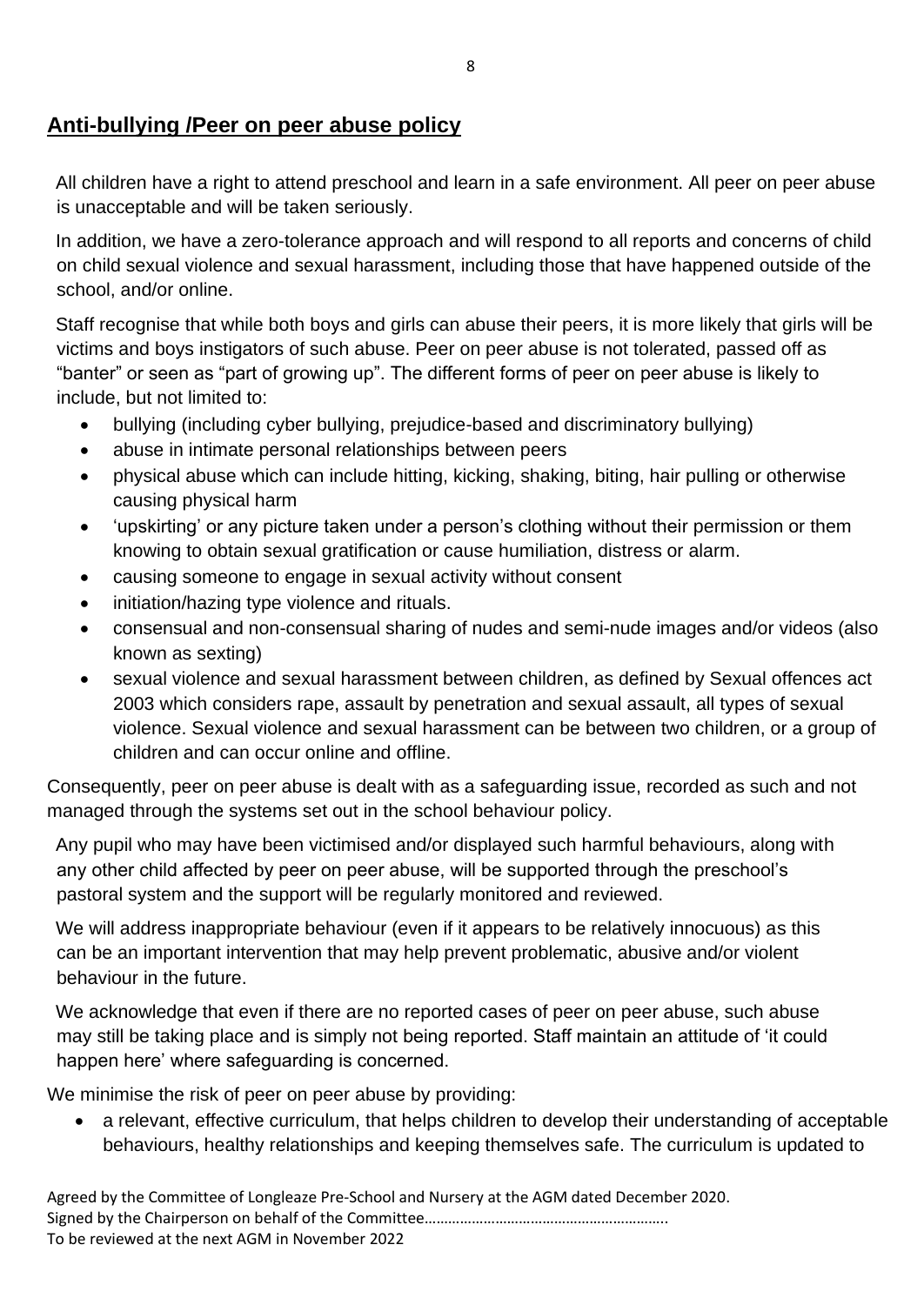## Anti-bullying /Peer on peer abuse policy

All children have a right to attend preschool and learn in a safe environment. All peer on peer abuse is unacceptable and will be taken seriously.

In addition, we have a zero-tolerance approach and will respond to all reports and concerns of child on child sexual violence and sexual harassment, including those that have happened outside of the school, and/or online.

Staff recognise that while both boys and girls can abuse their peers, it is more likely that girls will be victims and boys instigators of such abuse. Peer on peer abuse is not tolerated, passed off as "banter" or seen as "part of growing up". The different forms of peer on peer abuse is likely to include, but not limited to:

- bullying (including cyber bullying, prejudice-based and discriminatory bullying)
- abuse in intimate personal relationships between peers
- physical abuse which can include hitting, kicking, shaking, biting, hair pulling or otherwise causing physical harm
- 'upskirting' or any picture taken under a person's clothing without their permission or them knowing to obtain sexual gratification or cause humiliation, distress or alarm.
- causing someone to engage in sexual activity without consent
- initiation/hazing type violence and rituals.
- consensual and non-consensual sharing of nudes and semi-nude images and/or videos (also known as sexting)
- sexual violence and sexual harassment between children, as defined by Sexual offences act 2003 which considers rape, assault by penetration and sexual assault, all types of sexual violence. Sexual violence and sexual harassment can be between two children, or a group of children and can occur online and offline.

Consequently, peer on peer abuse is dealt with as a safeguarding issue, recorded as such and not managed through the systems set out in the school behaviour policy.

Any pupil who may have been victimised and/or displayed such harmful behaviours, along with any other child affected by peer on peer abuse, will be supported through the preschool's pastoral system and the support will be regularly monitored and reviewed.

We will address inappropriate behaviour (even if it appears to be relatively innocuous) as this can be an important intervention that may help prevent problematic, abusive and/or violent behaviour in the future.

We acknowledge that even if there are no reported cases of peer on peer abuse, such abuse may still be taking place and is simply not being reported. Staff maintain an attitude of 'it could happen here' where safeguarding is concerned.

We minimise the risk of peer on peer abuse by providing:

- a relevant, effective curriculum, that helps children to develop their understanding of acceptable behaviours, healthy relationships and keeping themselves safe. The curriculum is updated to

Agreed by the Committee of Longleaze Pre-School and Nursery at the AGM dated December 2020.
Signed by the Chairperson on behalf of the Committee……………………………………………………..
To be reviewed at the next AGM in November 2022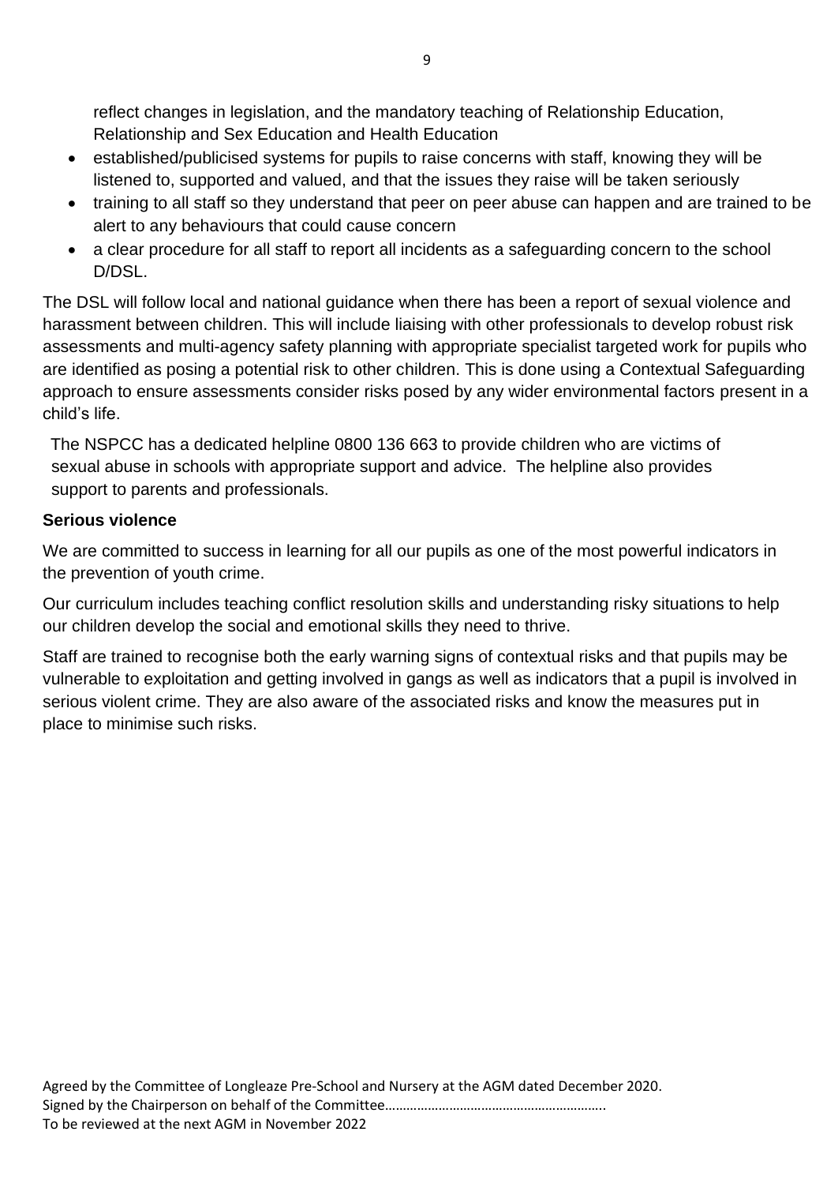reflect changes in legislation, and the mandatory teaching of Relationship Education, Relationship and Sex Education and Health Education

- established/publicised systems for pupils to raise concerns with staff, knowing they will be listened to, supported and valued, and that the issues they raise will be taken seriously
- training to all staff so they understand that peer on peer abuse can happen and are trained to be alert to any behaviours that could cause concern
- a clear procedure for all staff to report all incidents as a safeguarding concern to the school D/DSL.

The DSL will follow local and national guidance when there has been a report of sexual violence and harassment between children. This will include liaising with other professionals to develop robust risk assessments and multi-agency safety planning with appropriate specialist targeted work for pupils who are identified as posing a potential risk to other children. This is done using a Contextual Safeguarding approach to ensure assessments consider risks posed by any wider environmental factors present in a child's life.

The NSPCC has a dedicated helpline 0800 136 663 to provide children who are victims of sexual abuse in schools with appropriate support and advice. The helpline also provides support to parents and professionals.

**Serious violence**

We are committed to success in learning for all our pupils as one of the most powerful indicators in the prevention of youth crime.

Our curriculum includes teaching conflict resolution skills and understanding risky situations to help our children develop the social and emotional skills they need to thrive.

Staff are trained to recognise both the early warning signs of contextual risks and that pupils may be vulnerable to exploitation and getting involved in gangs as well as indicators that a pupil is involved in serious violent crime. They are also aware of the associated risks and know the measures put in place to minimise such risks.

Agreed by the Committee of Longleaze Pre-School and Nursery at the AGM dated December 2020.
Signed by the Chairperson on behalf of the Committee…………………………………………………..
To be reviewed at the next AGM in November 2022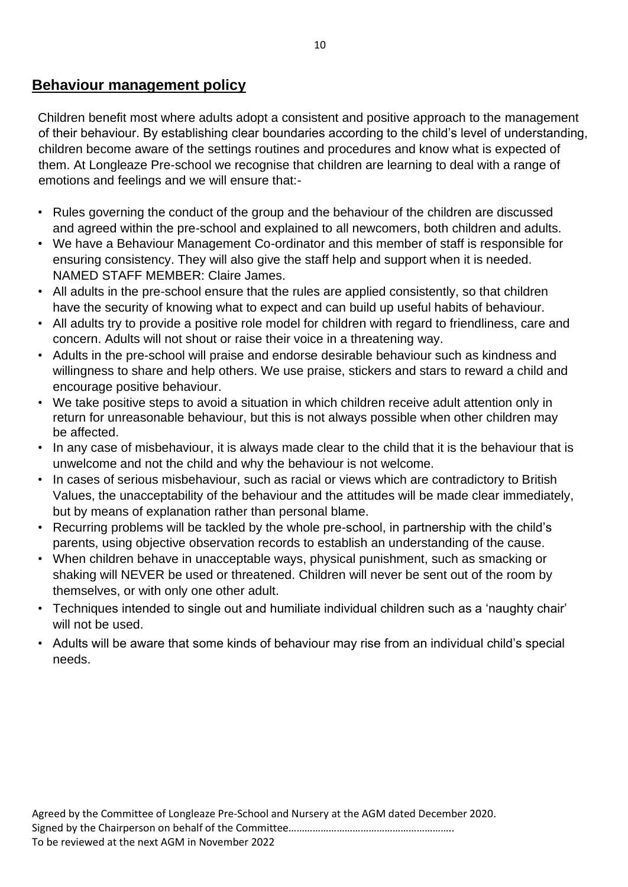## Behaviour management policy

Children benefit most where adults adopt a consistent and positive approach to the management of their behaviour. By establishing clear boundaries according to the child's level of understanding, children become aware of the settings routines and procedures and know what is expected of them. At Longleaze Pre-school we recognise that children are learning to deal with a range of emotions and feelings and we will ensure that:-

- Rules governing the conduct of the group and the behaviour of the children are discussed and agreed within the pre-school and explained to all newcomers, both children and adults.
- We have a Behaviour Management Co-ordinator and this member of staff is responsible for ensuring consistency. They will also give the staff help and support when it is needed. NAMED STAFF MEMBER: Claire James.
- All adults in the pre-school ensure that the rules are applied consistently, so that children have the security of knowing what to expect and can build up useful habits of behaviour.
- All adults try to provide a positive role model for children with regard to friendliness, care and concern. Adults will not shout or raise their voice in a threatening way.
- Adults in the pre-school will praise and endorse desirable behaviour such as kindness and willingness to share and help others. We use praise, stickers and stars to reward a child and encourage positive behaviour.
- We take positive steps to avoid a situation in which children receive adult attention only in return for unreasonable behaviour, but this is not always possible when other children may be affected.
- In any case of misbehaviour, it is always made clear to the child that it is the behaviour that is unwelcome and not the child and why the behaviour is not welcome.
- In cases of serious misbehaviour, such as racial or views which are contradictory to British Values, the unacceptability of the behaviour and the attitudes will be made clear immediately, but by means of explanation rather than personal blame.
- Recurring problems will be tackled by the whole pre-school, in partnership with the child's parents, using objective observation records to establish an understanding of the cause.
- When children behave in unacceptable ways, physical punishment, such as smacking or shaking will NEVER be used or threatened. Children will never be sent out of the room by themselves, or with only one other adult.
- Techniques intended to single out and humiliate individual children such as a 'naughty chair' will not be used.
- Adults will be aware that some kinds of behaviour may rise from an individual child's special needs.

Agreed by the Committee of Longleaze Pre-School and Nursery at the AGM dated December 2020.
Signed by the Chairperson on behalf of the Committee…………………………………………………..
To be reviewed at the next AGM in November 2022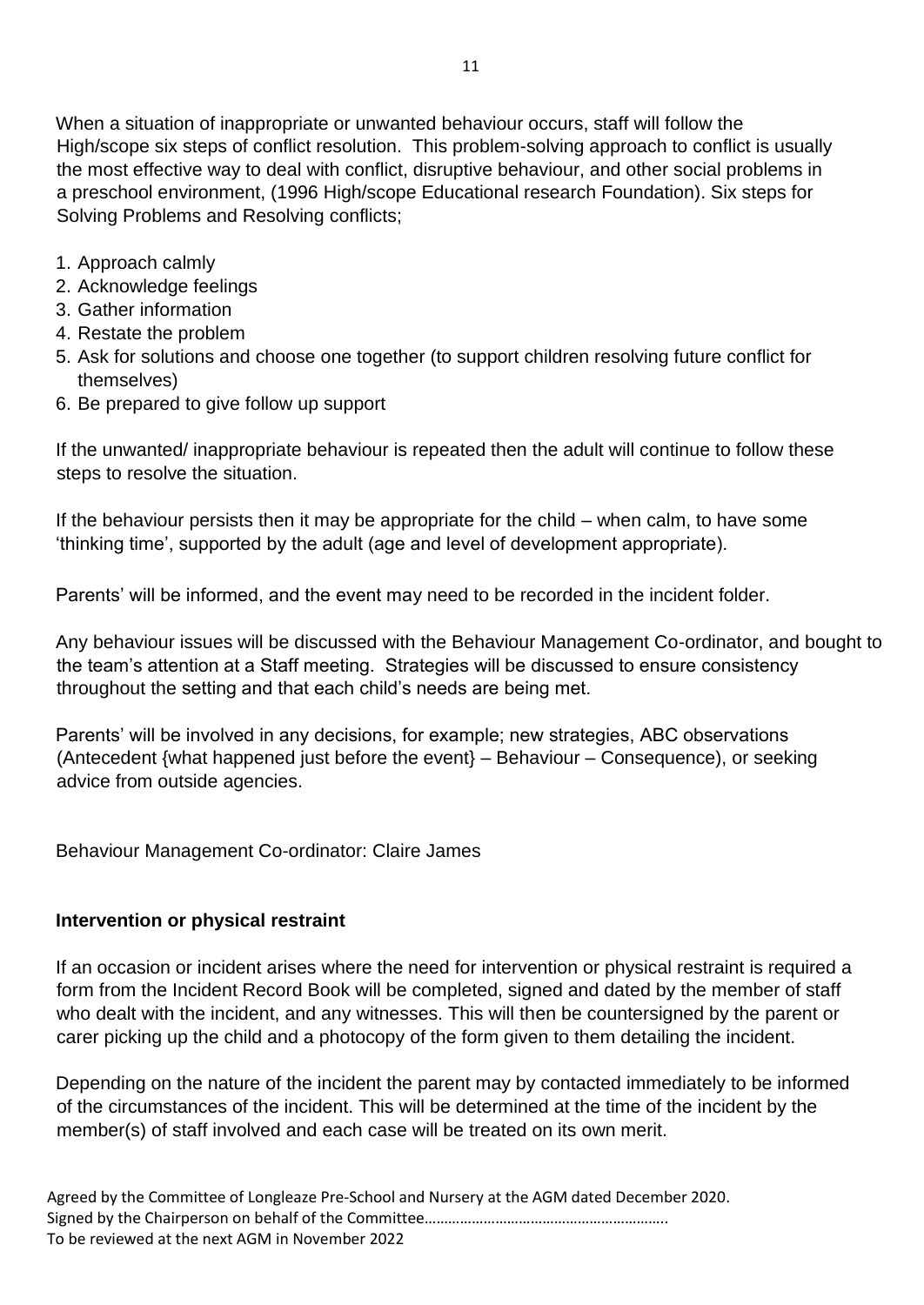When a situation of inappropriate or unwanted behaviour occurs, staff will follow the High/scope six steps of conflict resolution. This problem-solving approach to conflict is usually the most effective way to deal with conflict, disruptive behaviour, and other social problems in a preschool environment, (1996 High/scope Educational research Foundation). Six steps for Solving Problems and Resolving conflicts;

1. Approach calmly
2. Acknowledge feelings
3. Gather information
4. Restate the problem
5. Ask for solutions and choose one together (to support children resolving future conflict for themselves)
6. Be prepared to give follow up support

If the unwanted/ inappropriate behaviour is repeated then the adult will continue to follow these steps to resolve the situation.

If the behaviour persists then it may be appropriate for the child – when calm, to have some 'thinking time', supported by the adult (age and level of development appropriate).

Parents' will be informed, and the event may need to be recorded in the incident folder.

Any behaviour issues will be discussed with the Behaviour Management Co-ordinator, and bought to the team's attention at a Staff meeting. Strategies will be discussed to ensure consistency throughout the setting and that each child's needs are being met.

Parents' will be involved in any decisions, for example; new strategies, ABC observations (Antecedent {what happened just before the event} – Behaviour – Consequence), or seeking advice from outside agencies.

Behaviour Management Co-ordinator: Claire James

**Intervention or physical restraint**

If an occasion or incident arises where the need for intervention or physical restraint is required a form from the Incident Record Book will be completed, signed and dated by the member of staff who dealt with the incident, and any witnesses. This will then be countersigned by the parent or carer picking up the child and a photocopy of the form given to them detailing the incident.

Depending on the nature of the incident the parent may by contacted immediately to be informed of the circumstances of the incident. This will be determined at the time of the incident by the member(s) of staff involved and each case will be treated on its own merit.

Agreed by the Committee of Longleaze Pre-School and Nursery at the AGM dated December 2020.
Signed by the Chairperson on behalf of the Committee…………………………………………………..
To be reviewed at the next AGM in November 2022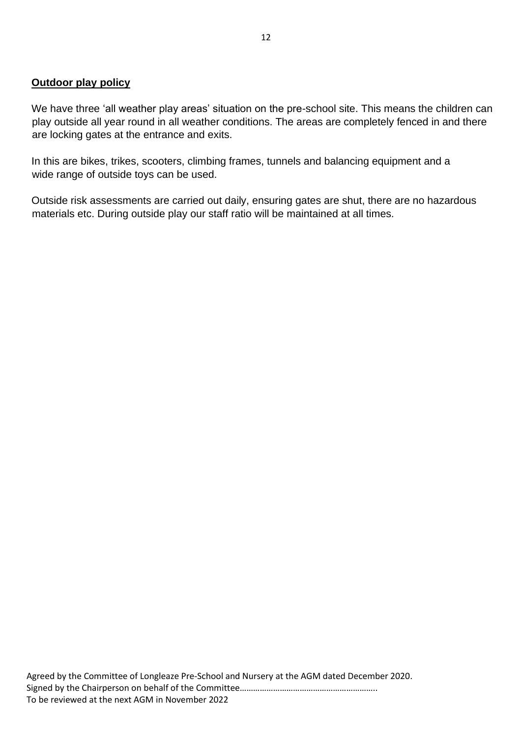**Outdoor play policy**

We have three 'all weather play areas' situation on the pre-school site. This means the children can play outside all year round in all weather conditions. The areas are completely fenced in and there are locking gates at the entrance and exits.

In this are bikes, trikes, scooters, climbing frames, tunnels and balancing equipment and a wide range of outside toys can be used.

Outside risk assessments are carried out daily, ensuring gates are shut, there are no hazardous materials etc. During outside play our staff ratio will be maintained at all times.

Agreed by the Committee of Longleaze Pre-School and Nursery at the AGM dated December 2020.
Signed by the Chairperson on behalf of the Committee…………………………………………………..
To be reviewed at the next AGM in November 2022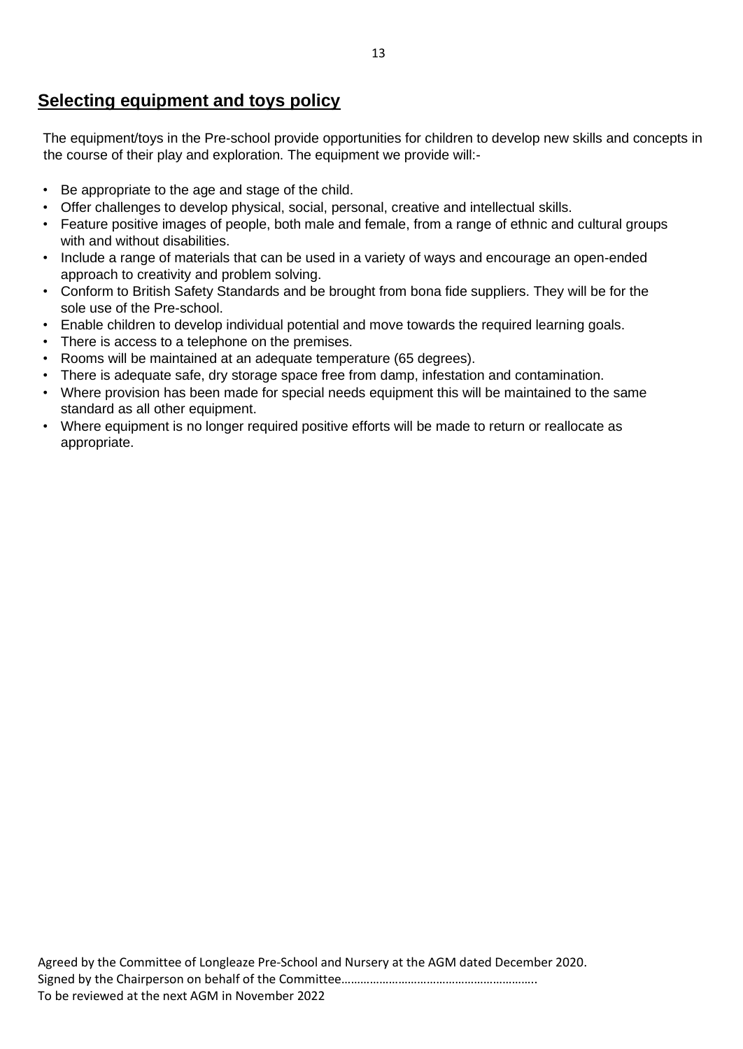## Selecting equipment and toys policy

The equipment/toys in the Pre-school provide opportunities for children to develop new skills and concepts in the course of their play and exploration. The equipment we provide will:-

- Be appropriate to the age and stage of the child.
- Offer challenges to develop physical, social, personal, creative and intellectual skills.
- Feature positive images of people, both male and female, from a range of ethnic and cultural groups with and without disabilities.
- Include a range of materials that can be used in a variety of ways and encourage an open-ended approach to creativity and problem solving.
- Conform to British Safety Standards and be brought from bona fide suppliers. They will be for the sole use of the Pre-school.
- Enable children to develop individual potential and move towards the required learning goals.
- There is access to a telephone on the premises.
- Rooms will be maintained at an adequate temperature (65 degrees).
- There is adequate safe, dry storage space free from damp, infestation and contamination.
- Where provision has been made for special needs equipment this will be maintained to the same standard as all other equipment.
- Where equipment is no longer required positive efforts will be made to return or reallocate as appropriate.

Agreed by the Committee of Longleaze Pre-School and Nursery at the AGM dated December 2020.
Signed by the Chairperson on behalf of the Committee…………………………………………………..
To be reviewed at the next AGM in November 2022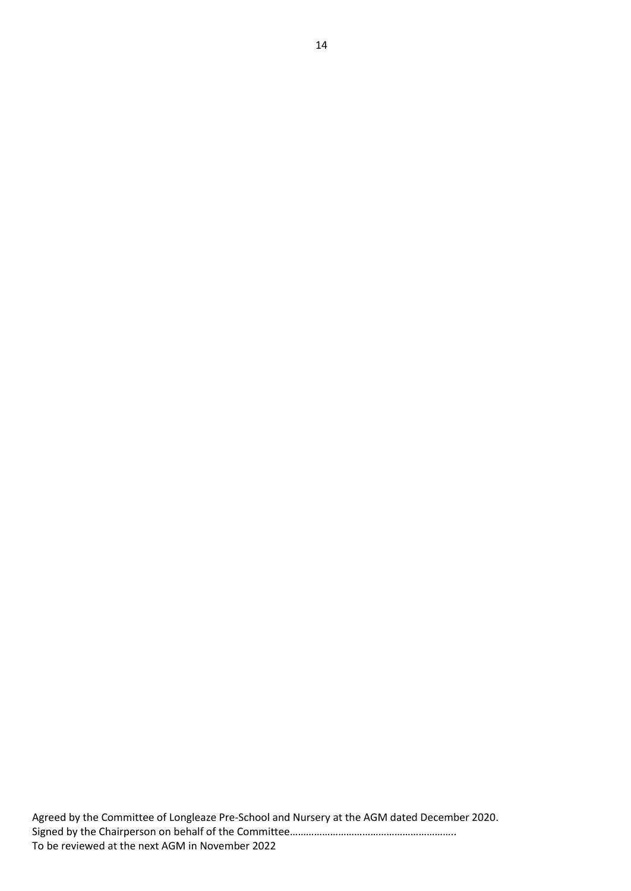Agreed by the Committee of Longleaze Pre-School and Nursery at the AGM dated December 2020.
Signed by the Chairperson on behalf of the Committee…………………………………………………..
To be reviewed at the next AGM in November 2022